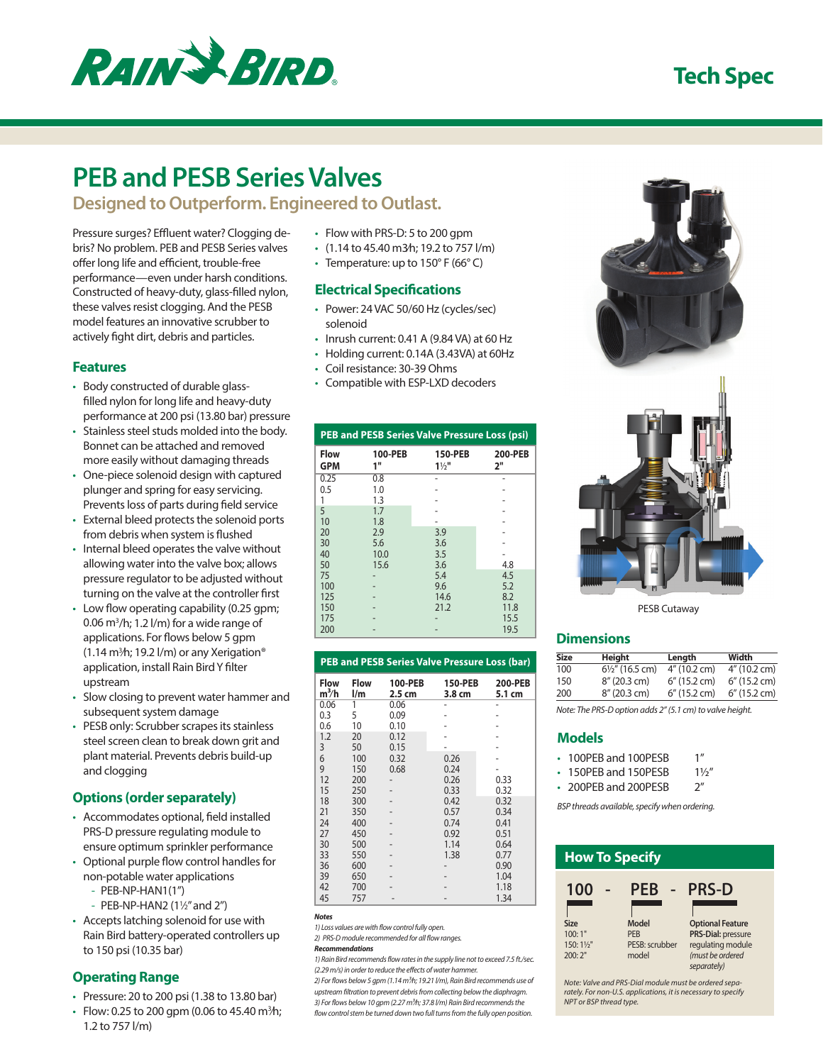# PEB and PESB Series Valves

## Designed to Outperform. Engineered to Outlast.

Pressure surges? Effluent water? Clogging debris? No problem. PEB and PESB Series valves offer long life and efficient, trouble-free performance—even under harsh conditions. Constructed of heavy-duty, glass-filled nylon, these valves resist clogging. And the PESB model features an innovative scrubber to actively fight dirt, debris and particles.

### Features

- Body constructed of durable glass-filled nylon for long life and heavy-duty performance at 200 psi (13.80 bar) pressure
- Stainless steel studs molded into the body. Bonnet can be attached and removed more easily without damaging threads
- One-piece solenoid design with captured plunger and spring for easy servicing. Prevents loss of parts during field service
- External bleed protects the solenoid ports from debris when system is flushed
- Internal bleed operates the valve without allowing water into the valve box; allows pressure regulator to be adjusted without turning on the valve at the controller first
- Low flow operating capability (0.25 gpm; 0.06 m³/h; 1.2 l/m) for a wide range of applications. For flows below 5 gpm (1.14 m³/h; 19.2 l/m) or any Xerigation® application, install Rain Bird Y filter upstream
- Slow closing to prevent water hammer and subsequent system damage
- PESB only: Scrubber scrapes its stainless steel screen clean to break down grit and plant material. Prevents debris build-up and clogging

### Options (order separately)

- Accommodates optional, field installed PRS-D pressure regulating module to ensure optimum sprinkler performance
- Optional purple flow control handles for non-potable water applications
  - PEB-NP-HAN1(1")
  - PEB-NP-HAN2 (1½" and 2")
- Accepts latching solenoid for use with Rain Bird battery-operated controllers up to 150 psi (10.35 bar)

### Operating Range

- Pressure: 20 to 200 psi (1.38 to 13.80 bar)
- Flow: 0.25 to 200 gpm (0.06 to 45.40 m³/h; 1.2 to 757 l/m)
- Flow with PRS-D: 5 to 200 gpm
- (1.14 to 45.40 m3/h; 19.2 to 757 l/m)
- Temperature: up to 150° F (66° C)

### Electrical Specifications

- Power: 24 VAC 50/60 Hz (cycles/sec) solenoid
- Inrush current: 0.41 A (9.84 VA) at 60 Hz
- Holding current: 0.14A (3.43VA) at 60Hz
- Coil resistance: 30-39 Ohms
- Compatible with ESP-LXD decoders

**PEB and PESB Series Valve Pressure Loss (psi)**

| Flow GPM | 100-PEB 1" | 150-PEB 1½" | 200-PEB 2" |
|---|---|---|---|
| 0.25 | 0.8 | - | - |
| 0.5 | 1.0 | - | - |
| 1 | 1.3 | - | - |
| 5 | 1.7 | - | - |
| 10 | 1.8 | - | - |
| 20 | 2.9 | 3.9 | - |
| 30 | 5.6 | 3.6 | - |
| 40 | 10.0 | 3.5 | - |
| 50 | 15.6 | 3.6 | 4.8 |
| 75 | - | 5.4 | 4.5 |
| 100 | - | 9.6 | 5.2 |
| 125 | - | 14.6 | 8.2 |
| 150 | - | 21.2 | 11.8 |
| 175 | - | - | 15.5 |
| 200 | - | - | 19.5 |

**PEB and PESB Series Valve Pressure Loss (bar)**

| Flow m³/h | Flow l/m | 100-PEB 2.5 cm | 150-PEB 3.8 cm | 200-PEB 5.1 cm |
|---|---|---|---|---|
| 0.06 | 1 | 0.06 | - | - |
| 0.3 | 5 | 0.09 | - | - |
| 0.6 | 10 | 0.10 | - | - |
| 1.2 | 20 | 0.12 | - | - |
| 3 | 50 | 0.15 | - | - |
| 6 | 100 | 0.32 | 0.26 | - |
| 9 | 150 | 0.68 | 0.24 | - |
| 12 | 200 | - | 0.26 | 0.33 |
| 15 | 250 | - | 0.33 | 0.32 |
| 18 | 300 | - | 0.42 | 0.32 |
| 21 | 350 | - | 0.57 | 0.34 |
| 24 | 400 | - | 0.74 | 0.41 |
| 27 | 450 | - | 0.92 | 0.51 |
| 30 | 500 | - | 1.14 | 0.64 |
| 33 | 550 | - | 1.38 | 0.77 |
| 36 | 600 | - | - | 0.90 |
| 39 | 650 | - | - | 1.04 |
| 42 | 700 | - | - | 1.18 |
| 45 | 757 | - | - | 1.34 |

***Notes***

*1) Loss values are with flow control fully open.*
*2) PRS-D module recommended for all flow ranges.*

***Recommendations***

*1) Rain Bird recommends flow rates in the supply line not to exceed 7.5 ft./sec. (2.29 m/s) in order to reduce the effects of water hammer.*
*2) For flows below 5 gpm (1.14 m³/h; 19.21 l/m), Rain Bird recommends use of upstream filtration to prevent debris from collecting below the diaphragm.*
*3) For flows below 10 gpm (2.27 m³/h; 37.8 l/m) Rain Bird recommends the flow control stem be turned down two full turns from the fully open position.*

PESB Cutaway

### Dimensions

| Size | Height | Length | Width |
|---|---|---|---|
| 100 | 6½" (16.5 cm) | 4" (10.2 cm) | 4" (10.2 cm) |
| 150 | 8" (20.3 cm) | 6" (15.2 cm) | 6" (15.2 cm) |
| 200 | 8" (20.3 cm) | 6" (15.2 cm) | 6" (15.2 cm) |

*Note: The PRS-D option adds 2" (5.1 cm) to valve height.*

### Models

- 100PEB and 100PESB 1"
- 150PEB and 150PESB 1½"
- 200PEB and 200PESB 2"

*BSP threads available, specify when ordering.*

### How To Specify

**100 - PEB - PRS-D**

| Size | Model | Optional Feature |
|---|---|---|
| 100: 1"<br>150: 1½"<br>200: 2" | PEB<br>PESB: scrubber model | **PRS-Dial:** pressure regulating module *(must be ordered separately)* |

*Note: Valve and PRS-Dial module must be ordered separately. For non-U.S. applications, it is necessary to specify NPT or BSP thread type.*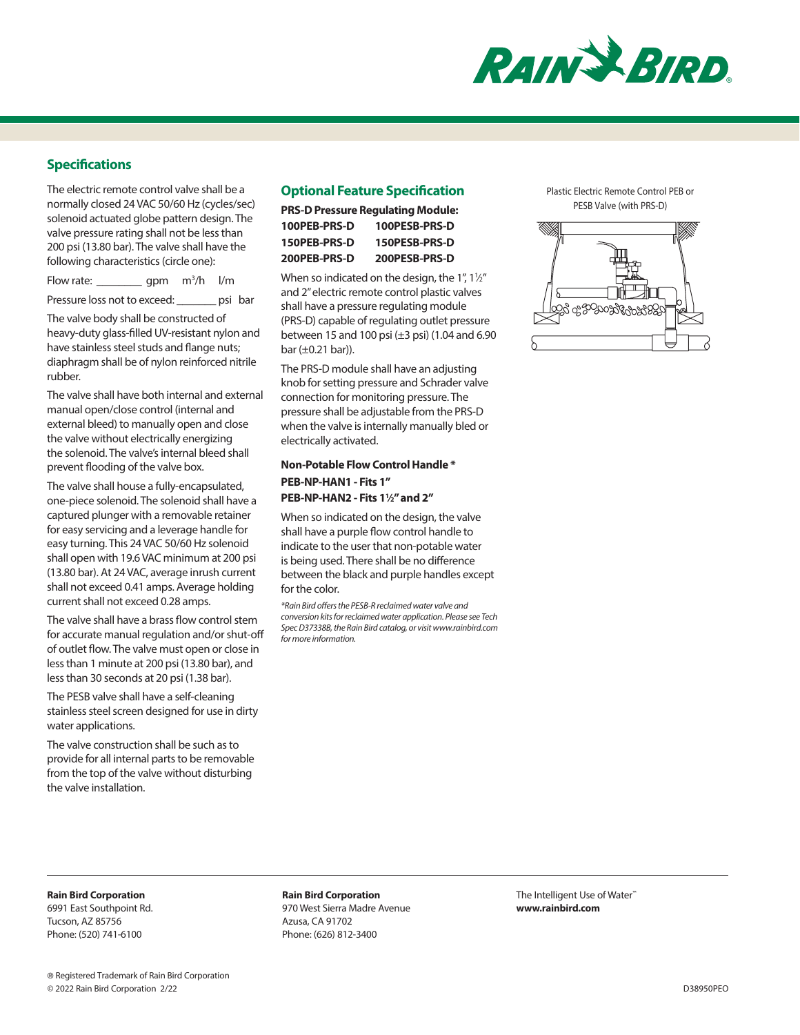## Specifications

The electric remote control valve shall be a normally closed 24 VAC 50/60 Hz (cycles/sec) solenoid actuated globe pattern design. The valve pressure rating shall not be less than 200 psi (13.80 bar). The valve shall have the following characteristics (circle one):

Flow rate: ________ gpm $m^3/h$ l/m

Pressure loss not to exceed: _______ psi bar

The valve body shall be constructed of heavy-duty glass-filled UV-resistant nylon and have stainless steel studs and flange nuts; diaphragm shall be of nylon reinforced nitrile rubber.

The valve shall have both internal and external manual open/close control (internal and external bleed) to manually open and close the valve without electrically energizing the solenoid. The valve's internal bleed shall prevent flooding of the valve box.

The valve shall house a fully-encapsulated, one-piece solenoid. The solenoid shall have a captured plunger with a removable retainer for easy servicing and a leverage handle for easy turning. This 24 VAC 50/60 Hz solenoid shall open with 19.6 VAC minimum at 200 psi (13.80 bar). At 24 VAC, average inrush current shall not exceed 0.41 amps. Average holding current shall not exceed 0.28 amps.

The valve shall have a brass flow control stem for accurate manual regulation and/or shut-off of outlet flow. The valve must open or close in less than 1 minute at 200 psi (13.80 bar), and less than 30 seconds at 20 psi (1.38 bar).

The PESB valve shall have a self-cleaning stainless steel screen designed for use in dirty water applications.

The valve construction shall be such as to provide for all internal parts to be removable from the top of the valve without disturbing the valve installation.

## Optional Feature Specification

**PRS-D Pressure Regulating Module:**

| | |
|---|---|
| **100PEB-PRS-D** | **100PESB-PRS-D** |
| **150PEB-PRS-D** | **150PESB-PRS-D** |
| **200PEB-PRS-D** | **200PESB-PRS-D** |

When so indicated on the design, the 1", 1½" and 2" electric remote control plastic valves shall have a pressure regulating module (PRS-D) capable of regulating outlet pressure between 15 and 100 psi (±3 psi) (1.04 and 6.90 bar (±0.21 bar)).

The PRS-D module shall have an adjusting knob for setting pressure and Schrader valve connection for monitoring pressure. The pressure shall be adjustable from the PRS-D when the valve is internally manually bled or electrically activated.

**Non-Potable Flow Control Handle \***
**PEB-NP-HAN1 - Fits 1"**
**PEB-NP-HAN2 - Fits 1½" and 2"**

When so indicated on the design, the valve shall have a purple flow control handle to indicate to the user that non-potable water is being used. There shall be no difference between the black and purple handles except for the color.

*\*Rain Bird offers the PESB-R reclaimed water valve and conversion kits for reclaimed water application. Please see Tech Spec D37338B, the Rain Bird catalog, or visit www.rainbird.com for more information.*

Plastic Electric Remote Control PEB or PESB Valve (with PRS-D)

**Rain Bird Corporation**
6991 East Southpoint Rd.
Tucson, AZ 85756
Phone: (520) 741-6100

**Rain Bird Corporation**
970 West Sierra Madre Avenue
Azusa, CA 91702
Phone: (626) 812-3400

The Intelligent Use of Water™
**www.rainbird.com**

® Registered Trademark of Rain Bird Corporation
© 2022 Rain Bird Corporation 2/22

D38950PEO